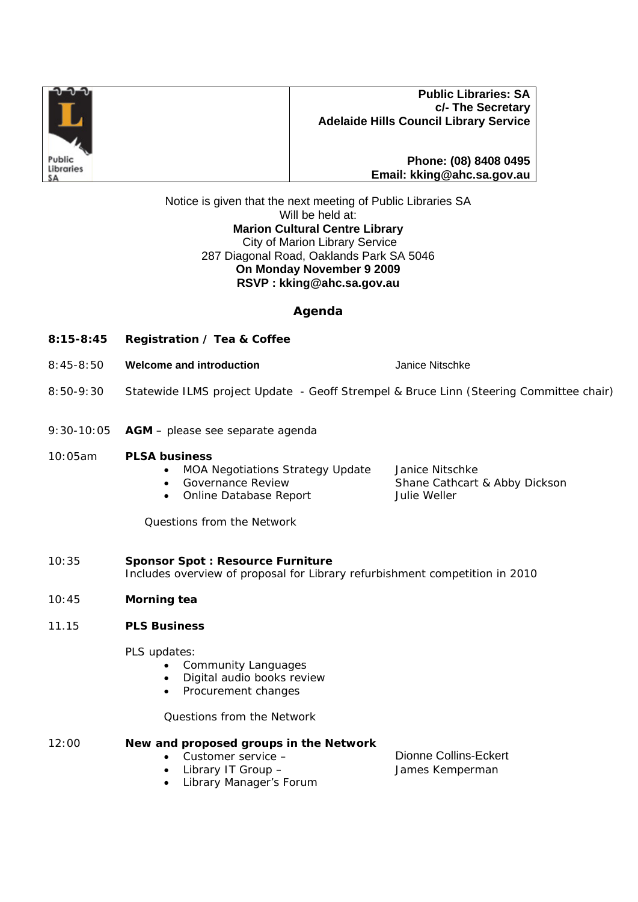| Public Libraries SA | **Public Libraries: SA**<br>**c/- The Secretary**<br>**Adelaide Hills Council Library Service**<br><br>**Phone: (08) 8408 0495**<br>**Email: kking@ahc.sa.gov.au** |
|---|---|

Notice is given that the next meeting of Public Libraries SA
Will be held at:
**Marion Cultural Centre Library**
City of Marion Library Service
287 Diagonal Road, Oaklands Park SA 5046
**On Monday November 9 2009**
**RSVP : kking@ahc.sa.gov.au**

## Agenda

**8:15-8:45** **Registration / Tea & Coffee**

8:45-8:50 **Welcome and introduction** — Janice Nitschke

8:50-9:30 Statewide ILMS project Update - Geoff Strempel & Bruce Linn (Steering Committee chair)

9:30-10:05 **AGM** – please see separate agenda

10:05am **PLSA business**

- MOA Negotiations Strategy Update — Janice Nitschke
- Governance Review — Shane Cathcart & Abby Dickson
- Online Database Report — Julie Weller

Questions from the Network

10:35 **Sponsor Spot : Resource Furniture**
Includes overview of proposal for Library refurbishment competition in 2010

10:45 **Morning tea**

11.15 **PLS Business**

PLS updates:

- Community Languages
- Digital audio books review
- Procurement changes

Questions from the Network

12:00 **New and proposed groups in the Network**

- Customer service – Dionne Collins-Eckert
- Library IT Group – James Kemperman
- Library Manager's Forum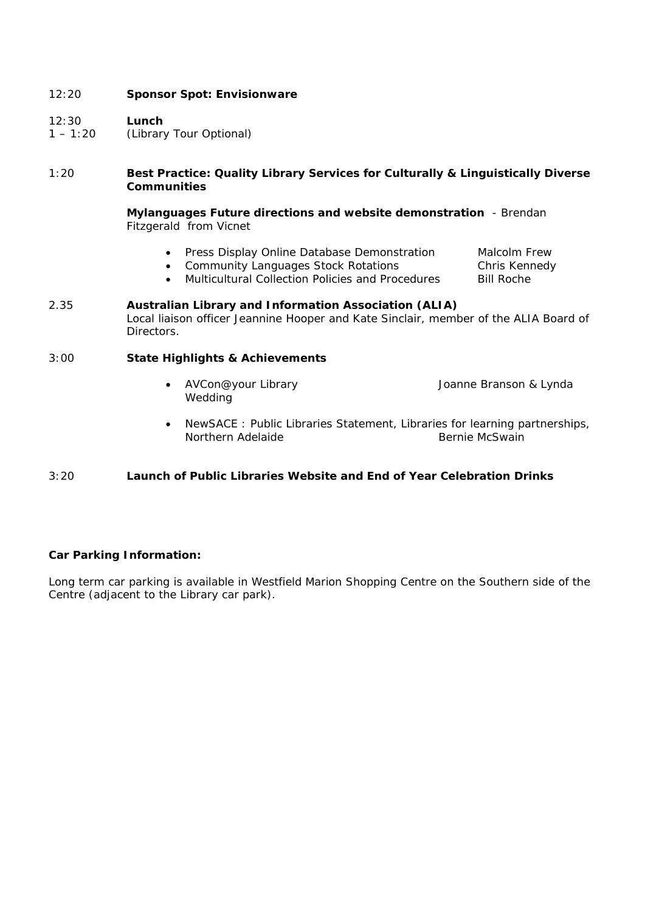12:20 **Sponsor Spot: Envisionware**

12:30 **Lunch**
1 – 1:20 (Library Tour Optional)

1:20 **Best Practice: Quality Library Services for Culturally & Linguistically Diverse Communities**

**Mylanguages Future directions and website demonstration** - Brendan Fitzgerald from Vicnet

- Press Display Online Database Demonstration — Malcolm Frew
- Community Languages Stock Rotations — Chris Kennedy
- Multicultural Collection Policies and Procedures — Bill Roche

2.35 **Australian Library and Information Association (ALIA)**
Local liaison officer Jeannine Hooper and Kate Sinclair, member of the ALIA Board of Directors.

3:00 **State Highlights & Achievements**

- AVCon@your Library — Joanne Branson & Lynda Wedding
- NewSACE : Public Libraries Statement, Libraries for learning partnerships, Northern Adelaide — Bernie McSwain

3:20 **Launch of Public Libraries Website and End of Year Celebration Drinks**

**Car Parking Information:**

Long term car parking is available in Westfield Marion Shopping Centre on the Southern side of the Centre (adjacent to the Library car park).